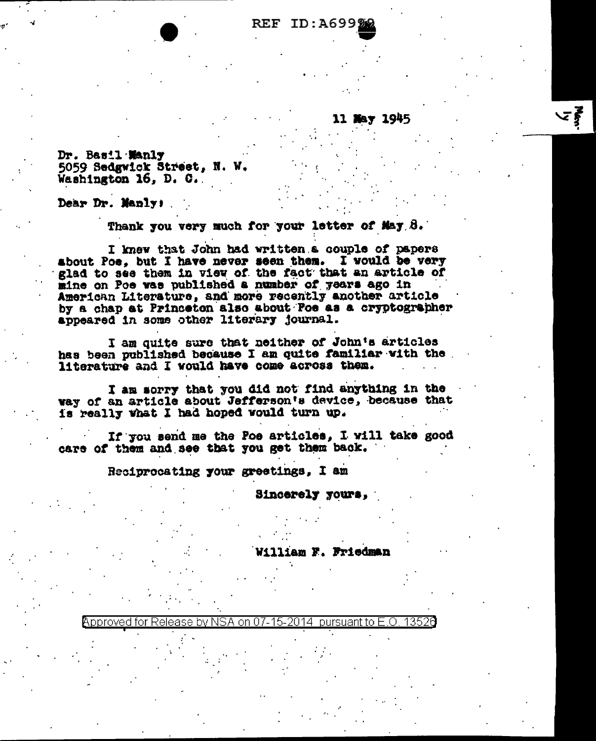REF ID:A69992

11 May 1945

Dr. Basil Manly
5059 Sedgwick Street, N. W.
Washington 16, D. C.

Dear Dr. Manly:

Thank you very much for your letter of May 8.

I knew that John had written a couple of papers about Poe, but I have never seen them. I would be very glad to see them in view of the fact that an article of mine on Poe was published a number of years ago in American Literature, and more recently another article by a chap at Princeton also about Poe as a cryptographer appeared in some other literary journal.

I am quite sure that neither of John's articles has been published because I am quite familiar with the literature and I would have come across them.

I am sorry that you did not find anything in the way of an article about Jefferson's device, because that is really what I had hoped would turn up.

If you send me the Poe articles, I will take good care of them and see that you get them back.

Reciprocating your greetings, I am

Sincerely yours,

William F. Friedman

Approved for Release by NSA on 07-15-2014 pursuant to E.O. 13526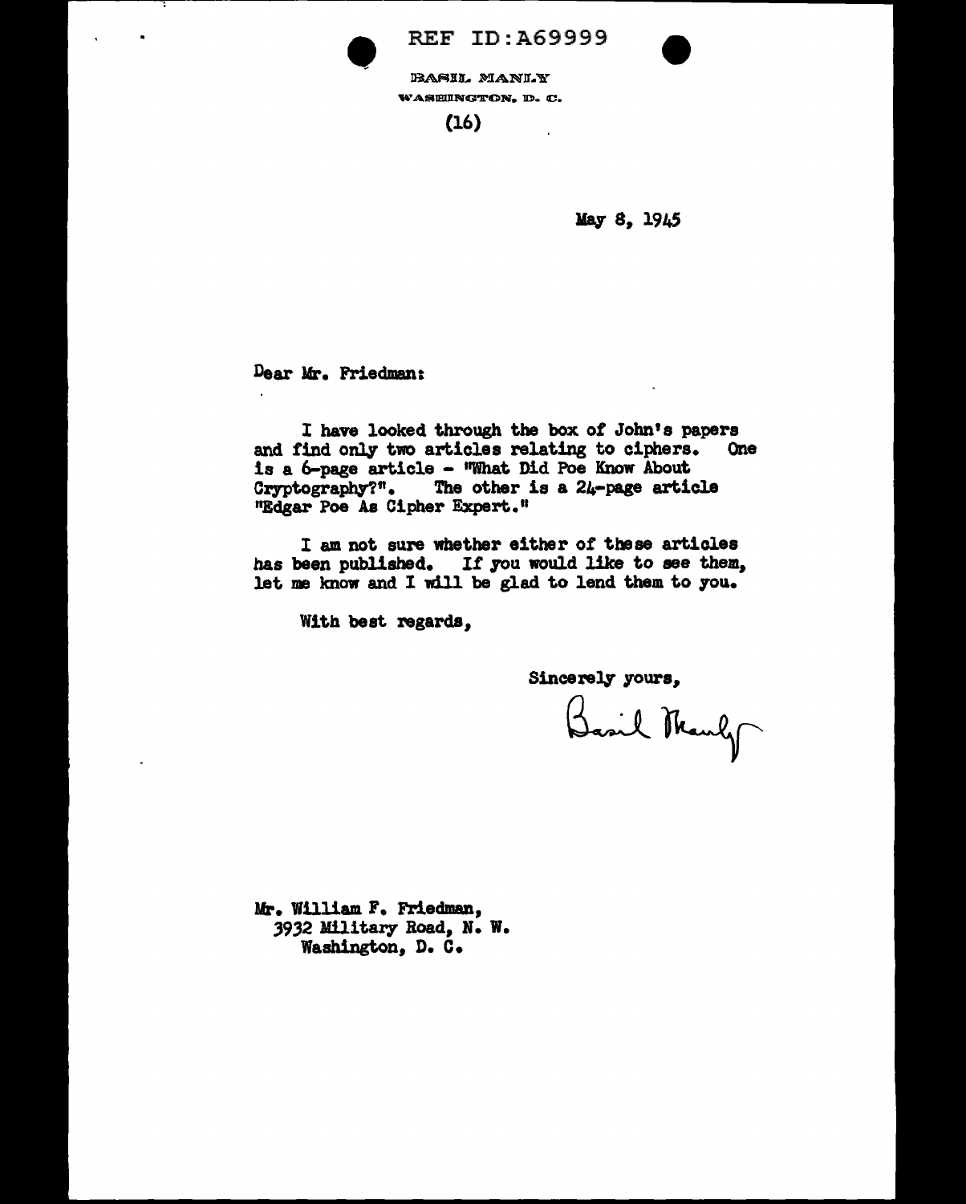REF ID:A69999

BASIL MANLY
WASHINGTON, D. C.

(16)

May 8, 1945

Dear Mr. Friedman:

I have looked through the box of John's papers and find only two articles relating to ciphers. One is a 6-page article - "What Did Poe Know About Cryptography?". The other is a 24-page article "Edgar Poe As Cipher Expert."

I am not sure whether either of these articles has been published. If you would like to see them, let me know and I will be glad to lend them to you.

With best regards,

Sincerely yours,

Basil Manly

Mr. William F. Friedman,
3932 Military Road, N. W.
Washington, D. C.